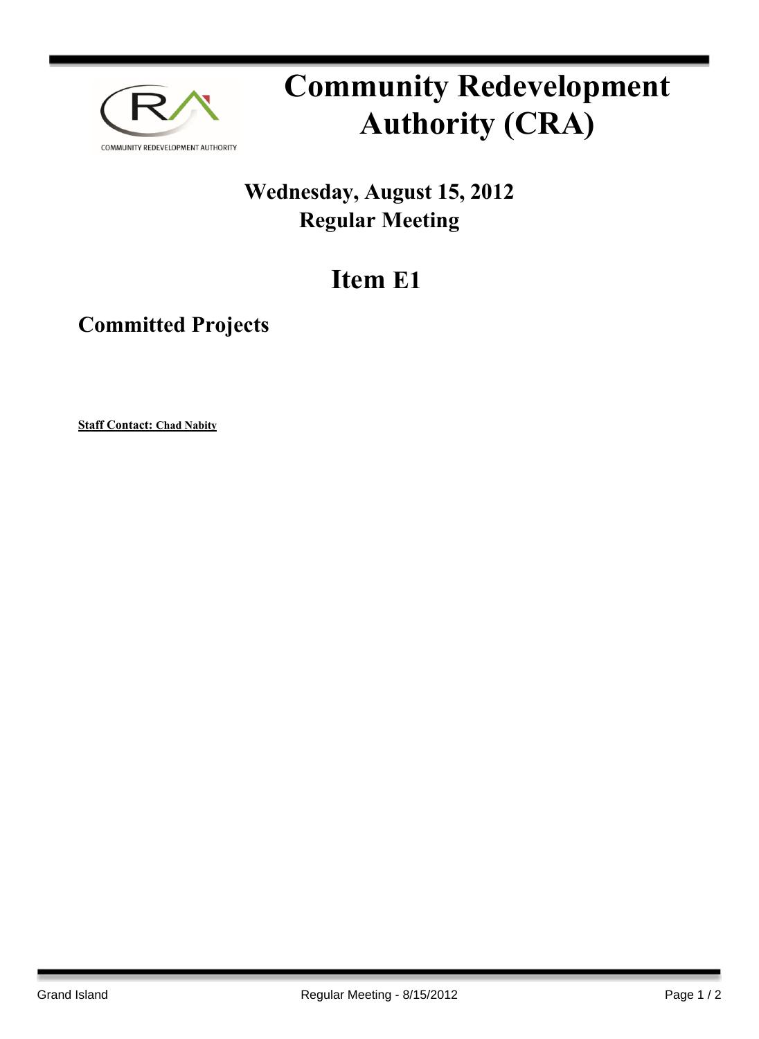# Community Redevelopment Authority (CRA)

## Wednesday, August 15, 2012
## Regular Meeting

# Item E1

## Committed Projects

**Staff Contact: Chad Nabity**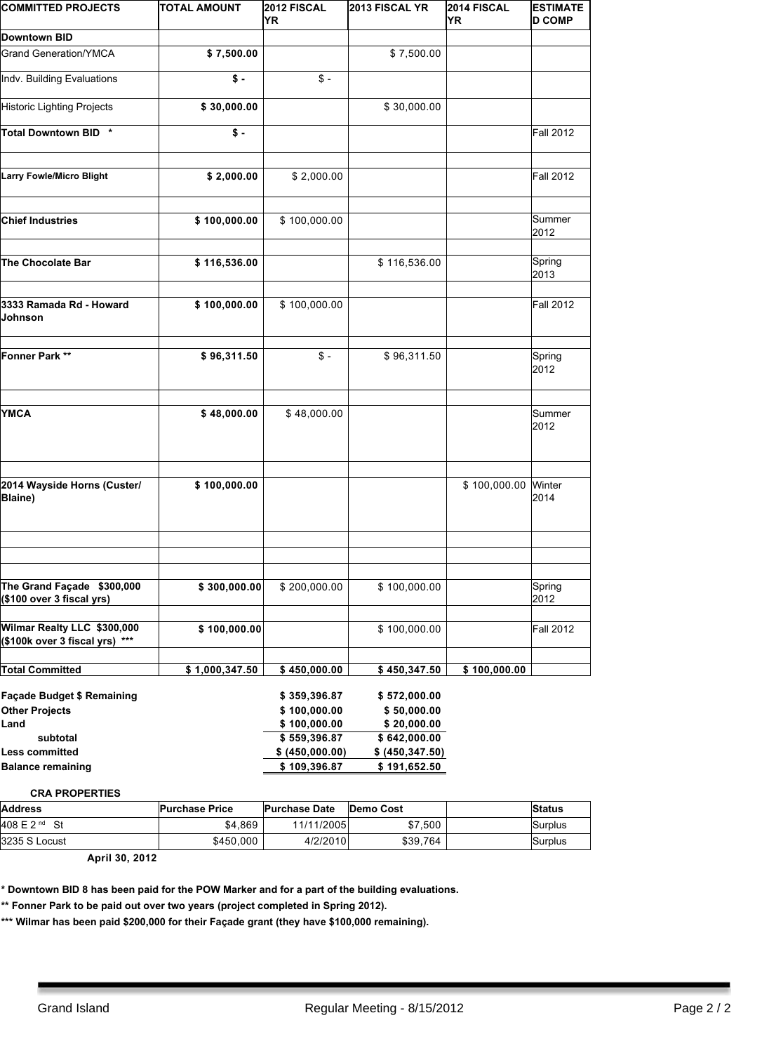| COMMITTED PROJECTS | TOTAL AMOUNT | 2012 FISCAL YR | 2013 FISCAL YR | 2014 FISCAL YR | ESTIMATED COMP |
|---|---|---|---|---|---|
| **Downtown BID** | | | | | |
| Grand Generation/YMCA | **$ 7,500.00** | | $ 7,500.00 | | |
| Indv. Building Evaluations | **$ -** | $ - | | | |
| Historic Lighting Projects | **$ 30,000.00** | | $ 30,000.00 | | |
| **Total Downtown BID \*** | **$ -** | | | | Fall 2012 |
| | | | | | |
| **Larry Fowle/Micro Blight** | **$ 2,000.00** | $ 2,000.00 | | | Fall 2012 |
| | | | | | |
| **Chief Industries** | **$ 100,000.00** | $ 100,000.00 | | | Summer 2012 |
| | | | | | |
| **The Chocolate Bar** | **$ 116,536.00** | | $ 116,536.00 | | Spring 2013 |
| | | | | | |
| **3333 Ramada Rd - Howard Johnson** | **$ 100,000.00** | $ 100,000.00 | | | Fall 2012 |
| | | | | | |
| **Fonner Park \*\*** | **$ 96,311.50** | $ - | $ 96,311.50 | | Spring 2012 |
| | | | | | |
| **YMCA** | **$ 48,000.00** | $ 48,000.00 | | | Summer 2012 |
| | | | | | |
| **2014 Wayside Horns (Custer/ Blaine)** | **$ 100,000.00** | | | $ 100,000.00 | Winter 2014 |
| | | | | | |
| | | | | | |
| | | | | | |
| **The Grand Façade $300,000 ($100 over 3 fiscal yrs)** | **$ 300,000.00** | $ 200,000.00 | $ 100,000.00 | | Spring 2012 |
| | | | | | |
| **Wilmar Realty LLC $300,000 ($100k over 3 fiscal yrs) \*\*\*** | **$ 100,000.00** | | $ 100,000.00 | | Fall 2012 |
| | | | | | |
| **Total Committed** | **$ 1,000,347.50** | **$ 450,000.00** | **$ 450,347.50** | **$ 100,000.00** | |

| | 2012 FISCAL YR | 2013 FISCAL YR |
|---|---|---|
| **Façade Budget $ Remaining** | **$ 359,396.87** | **$ 572,000.00** |
| **Other Projects** | **$ 100,000.00** | **$ 50,000.00** |
| **Land** | **$ 100,000.00** | **$ 20,000.00** |
| **subtotal** | **$ 559,396.87** | **$ 642,000.00** |
| **Less committed** | **$ (450,000.00)** | **$ (450,347.50)** |
| **Balance remaining** | **$ 109,396.87** | **$ 191,652.50** |

**CRA PROPERTIES**

| Address | Purchase Price | Purchase Date | Demo Cost | | Status |
|---|---|---|---|---|---|
| 408 E 2nd St | $4,869 | 11/11/2005 | $7,500 | | Surplus |
| 3235 S Locust | $450,000 | 4/2/2010 | $39,764 | | Surplus |

**April 30, 2012**

**\* Downtown BID 8 has been paid for the POW Marker and for a part of the building evaluations.**

**\*\* Fonner Park to be paid out over two years (project completed in Spring 2012).**

**\*\*\* Wilmar has been paid $200,000 for their Façade grant (they have $100,000 remaining).**